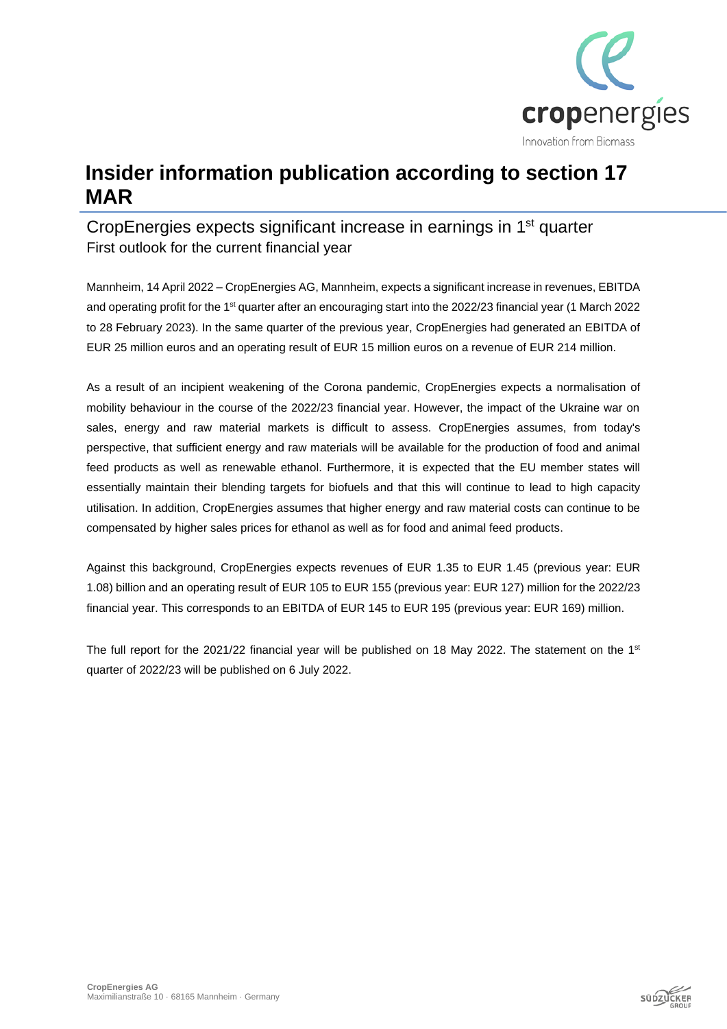# Insider information publication according to section 17 MAR

## CropEnergies expects significant increase in earnings in 1st quarter

First outlook for the current financial year

Mannheim, 14 April 2022 – CropEnergies AG, Mannheim, expects a significant increase in revenues, EBITDA and operating profit for the 1st quarter after an encouraging start into the 2022/23 financial year (1 March 2022 to 28 February 2023). In the same quarter of the previous year, CropEnergies had generated an EBITDA of EUR 25 million euros and an operating result of EUR 15 million euros on a revenue of EUR 214 million.

As a result of an incipient weakening of the Corona pandemic, CropEnergies expects a normalisation of mobility behaviour in the course of the 2022/23 financial year. However, the impact of the Ukraine war on sales, energy and raw material markets is difficult to assess. CropEnergies assumes, from today's perspective, that sufficient energy and raw materials will be available for the production of food and animal feed products as well as renewable ethanol. Furthermore, it is expected that the EU member states will essentially maintain their blending targets for biofuels and that this will continue to lead to high capacity utilisation. In addition, CropEnergies assumes that higher energy and raw material costs can continue to be compensated by higher sales prices for ethanol as well as for food and animal feed products.

Against this background, CropEnergies expects revenues of EUR 1.35 to EUR 1.45 (previous year: EUR 1.08) billion and an operating result of EUR 105 to EUR 155 (previous year: EUR 127) million for the 2022/23 financial year. This corresponds to an EBITDA of EUR 145 to EUR 195 (previous year: EUR 169) million.

The full report for the 2021/22 financial year will be published on 18 May 2022. The statement on the 1st quarter of 2022/23 will be published on 6 July 2022.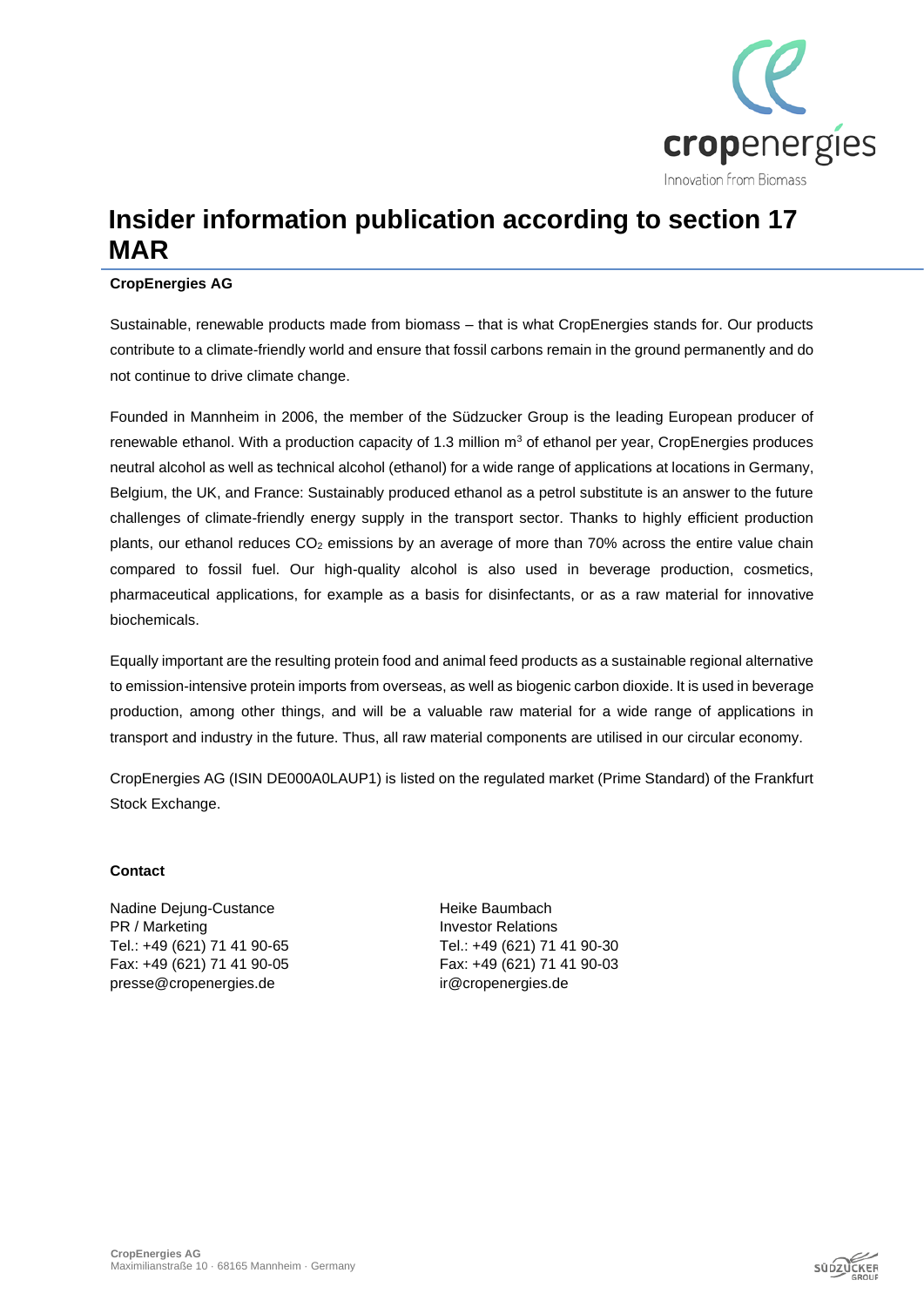# Insider information publication according to section 17 MAR

**CropEnergies AG**

Sustainable, renewable products made from biomass – that is what CropEnergies stands for. Our products contribute to a climate-friendly world and ensure that fossil carbons remain in the ground permanently and do not continue to drive climate change.

Founded in Mannheim in 2006, the member of the Südzucker Group is the leading European producer of renewable ethanol. With a production capacity of 1.3 million $m^3$ of ethanol per year, CropEnergies produces neutral alcohol as well as technical alcohol (ethanol) for a wide range of applications at locations in Germany, Belgium, the UK, and France: Sustainably produced ethanol as a petrol substitute is an answer to the future challenges of climate-friendly energy supply in the transport sector. Thanks to highly efficient production plants, our ethanol reduces $CO_2$ emissions by an average of more than 70% across the entire value chain compared to fossil fuel. Our high-quality alcohol is also used in beverage production, cosmetics, pharmaceutical applications, for example as a basis for disinfectants, or as a raw material for innovative biochemicals.

Equally important are the resulting protein food and animal feed products as a sustainable regional alternative to emission-intensive protein imports from overseas, as well as biogenic carbon dioxide. It is used in beverage production, among other things, and will be a valuable raw material for a wide range of applications in transport and industry in the future. Thus, all raw material components are utilised in our circular economy.

CropEnergies AG (ISIN DE000A0LAUP1) is listed on the regulated market (Prime Standard) of the Frankfurt Stock Exchange.

**Contact**

Nadine Dejung-Custance
PR / Marketing
Tel.: +49 (621) 71 41 90-65
Fax: +49 (621) 71 41 90-05
presse@cropenergies.de

Heike Baumbach
Investor Relations
Tel.: +49 (621) 71 41 90-30
Fax: +49 (621) 71 41 90-03
ir@cropenergies.de